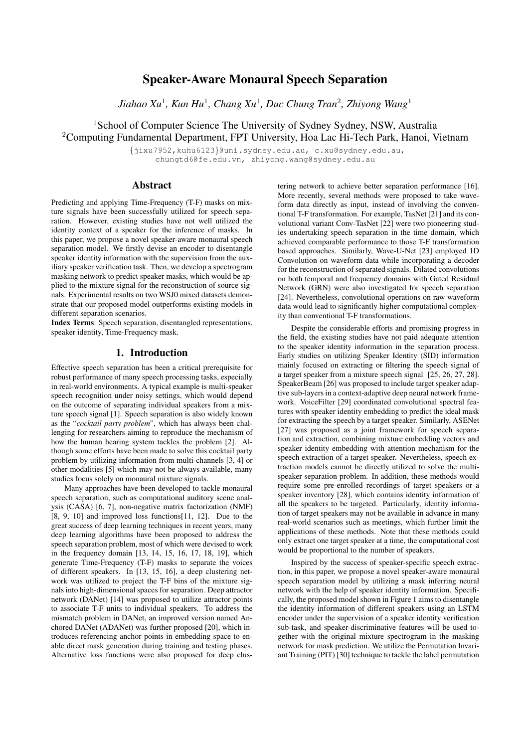# Speaker-Aware Monaural Speech Separation

*Jiahao Xu*[1], *Kun Hu*[1], *Chang Xu*[1], *Duc Chung Tran*[2], *Zhiyong Wang*[1]

[1]School of Computer Science The University of Sydney Sydney, NSW, Australia
[2]Computing Fundamental Department, FPT University, Hoa Lac Hi-Tech Park, Hanoi, Vietnam

{jixu7952,kuhu6123}@uni.sydney.edu.au, c.xu@sydney.edu.au, chungtd6@fe.edu.vn, zhiyong.wang@sydney.edu.au

## Abstract

Predicting and applying Time-Frequency (T-F) masks on mixture signals have been successfully utilized for speech separation. However, existing studies have not well utilized the identity context of a speaker for the inference of masks. In this paper, we propose a novel speaker-aware monaural speech separation model. We firstly devise an encoder to disentangle speaker identity information with the supervision from the auxiliary speaker verification task. Then, we develop a spectrogram masking network to predict speaker masks, which would be applied to the mixture signal for the reconstruction of source signals. Experimental results on two WSJ0 mixed datasets demonstrate that our proposed model outperforms existing models in different separation scenarios.

**Index Terms**: Speech separation, disentangled representations, speaker identity, Time-Frequency mask.

## 1. Introduction

Effective speech separation has been a critical prerequisite for robust performance of many speech processing tasks, especially in real-world environments. A typical example is multi-speaker speech recognition under noisy settings, which would depend on the outcome of separating individual speakers from a mixture speech signal [1]. Speech separation is also widely known as the "*cocktail party problem*", which has always been challenging for researchers aiming to reproduce the mechanism of how the human hearing system tackles the problem [2]. Although some efforts have been made to solve this cocktail party problem by utilizing information from multi-channels [3, 4] or other modalities [5] which may not be always available, many studies focus solely on monaural mixture signals.

Many approaches have been developed to tackle monaural speech separation, such as computational auditory scene analysis (CASA) [6, 7], non-negative matrix factorization (NMF) [8, 9, 10] and improved loss functions[11, 12]. Due to the great success of deep learning techniques in recent years, many deep learning algorithms have been proposed to address the speech separation problem, most of which were devised to work in the frequency domain [13, 14, 15, 16, 17, 18, 19], which generate Time-Frequency (T-F) masks to separate the voices of different speakers. In [13, 15, 16], a deep clustering network was utilized to project the T-F bins of the mixture signals into high-dimensional spaces for separation. Deep attractor network (DANet) [14] was proposed to utilize attractor points to associate T-F units to individual speakers. To address the mismatch problem in DANet, an improved version named Anchored DANet (ADANet) was further proposed [20], which introduces referencing anchor points in embedding space to enable direct mask generation during training and testing phases. Alternative loss functions were also proposed for deep clustering network to achieve better separation performance [16]. More recently, several methods were proposed to take waveform data directly as input, instead of involving the conventional T-F transformation. For example, TasNet [21] and its convolutional variant Conv-TasNet [22] were two pioneering studies undertaking speech separation in the time domain, which achieved comparable performance to those T-F transformation based approaches. Similarly, Wave-U-Net [23] employed 1D Convolution on waveform data while incorporating a decoder for the reconstruction of separated signals. Dilated convolutions on both temporal and frequency domains with Gated Residual Network (GRN) were also investigated for speech separation [24]. Nevertheless, convolutional operations on raw waveform data would lead to significantly higher computational complexity than conventional T-F transformations.

Despite the considerable efforts and promising progress in the field, the existing studies have not paid adequate attention to the speaker identity information in the separation process. Early studies on utilizing Speaker Identity (SID) information mainly focused on extracting or filtering the speech signal of a target speaker from a mixture speech signal [25, 26, 27, 28]. SpeakerBeam [26] was proposed to include target speaker adaptive sub-layers in a context-adaptive deep neural network framework. VoiceFilter [29] coordinated convolutional spectral features with speaker identity embedding to predict the ideal mask for extracting the speech by a target speaker. Similarly, ASENet [27] was proposed as a joint framework for speech separation and extraction, combining mixture embedding vectors and speaker identity embedding with attention mechanism for the speech extraction of a target speaker. Nevertheless, speech extraction models cannot be directly utilized to solve the multi-speaker separation problem. In addition, these methods would require some pre-enrolled recordings of target speakers or a speaker inventory [28], which contains identity information of all the speakers to be targeted. Particularly, identity information of target speakers may not be available in advance in many real-world scenarios such as meetings, which further limit the applications of these methods. Note that these methods could only extract one target speaker at a time, the computational cost would be proportional to the number of speakers.

Inspired by the success of speaker-specific speech extraction, in this paper, we propose a novel speaker-aware monaural speech separation model by utilizing a mask inferring neural network with the help of speaker identity information. Specifically, the proposed model shown in Figure 1 aims to disentangle the identity information of different speakers using an LSTM encoder under the supervision of a speaker identity verification sub-task, and speaker-discriminative features will be used together with the original mixture spectrogram in the masking network for mask prediction. We utilize the Permutation Invariant Training (PIT) [30] technique to tackle the label permutation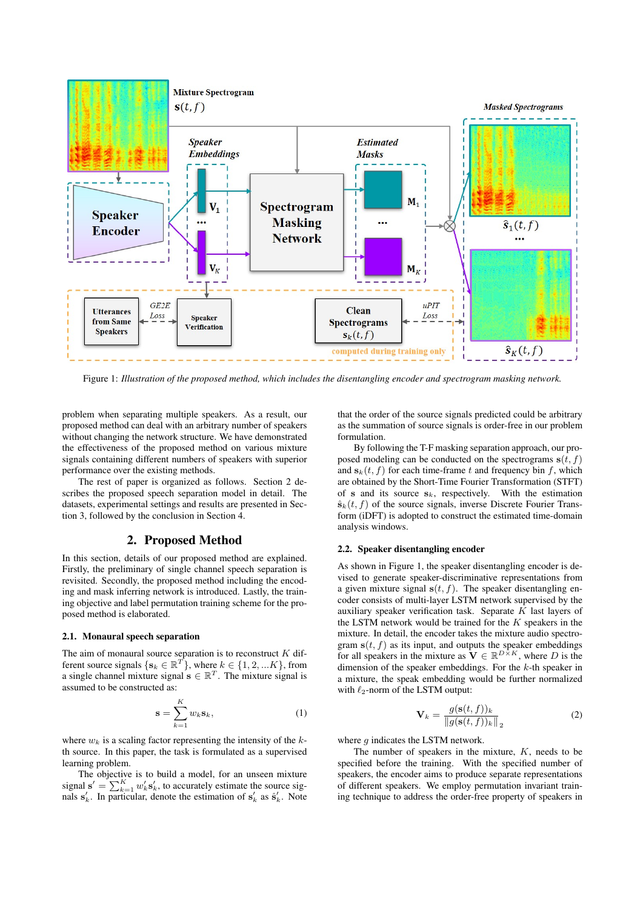Figure 1: *Illustration of the proposed method, which includes the disentangling encoder and spectrogram masking network.*

problem when separating multiple speakers. As a result, our proposed method can deal with an arbitrary number of speakers without changing the network structure. We have demonstrated the effectiveness of the proposed method on various mixture signals containing different numbers of speakers with superior performance over the existing methods.

The rest of paper is organized as follows. Section 2 describes the proposed speech separation model in detail. The datasets, experimental settings and results are presented in Section 3, followed by the conclusion in Section 4.

## 2. Proposed Method

In this section, details of our proposed method are explained. Firstly, the preliminary of single channel speech separation is revisited. Secondly, the proposed method including the encoding and mask inferring network is introduced. Lastly, the training objective and label permutation training scheme for the proposed method is elaborated.

### 2.1. Monaural speech separation

The aim of monaural source separation is to reconstruct $K$ different source signals $\{\mathbf{s}_k \in \mathbb{R}^T\}$, where $k \in \{1, 2, ...K\}$, from a single channel mixture signal $\mathbf{s} \in \mathbb{R}^T$. The mixture signal is assumed to be constructed as:

$$\mathbf{s} = \sum_{k=1}^{K} w_k \mathbf{s}_k, \tag{1}$$

where $w_k$ is a scaling factor representing the intensity of the $k$-th source. In this paper, the task is formulated as a supervised learning problem.

The objective is to build a model, for an unseen mixture signal $\mathbf{s}' = \sum_{k=1}^{K} w'_k \mathbf{s}'_k$, to accurately estimate the source signals $\mathbf{s}'_k$. In particular, denote the estimation of $\mathbf{s}'_k$ as $\hat{\mathbf{s}}'_k$. Note that the order of the source signals predicted could be arbitrary as the summation of source signals is order-free in our problem formulation.

By following the T-F masking separation approach, our proposed modeling can be conducted on the spectrograms $\mathbf{s}(t, f)$ and $\mathbf{s}_k(t, f)$ for each time-frame $t$ and frequency bin $f$, which are obtained by the Short-Time Fourier Transformation (STFT) of $\mathbf{s}$ and its source $\mathbf{s}_k$, respectively. With the estimation $\hat{\mathbf{s}}_k(t, f)$ of the source signals, inverse Discrete Fourier Transform (iDFT) is adopted to construct the estimated time-domain analysis windows.

### 2.2. Speaker disentangling encoder

As shown in Figure 1, the speaker disentangling encoder is devised to generate speaker-discriminative representations from a given mixture signal $\mathbf{s}(t, f)$. The speaker disentangling encoder consists of multi-layer LSTM network supervised by the auxiliary speaker verification task. Separate $K$ last layers of the LSTM network would be trained for the $K$ speakers in the mixture. In detail, the encoder takes the mixture audio spectrogram $\mathbf{s}(t, f)$ as its input, and outputs the speaker embeddings for all speakers in the mixture as $\mathbf{V} \in \mathbb{R}^{D \times K}$, where $D$ is the dimension of the speaker embeddings. For the $k$-th speaker in a mixture, the speak embedding would be further normalized with $\ell_2$-norm of the LSTM output:

$$\mathbf{V}_k = \frac{g(\mathbf{s}(t, f))_k}{\|g(\mathbf{s}(t, f))_k\|_2} \tag{2}$$

where $g$ indicates the LSTM network.

The number of speakers in the mixture, $K$, needs to be specified before the training. With the specified number of speakers, the encoder aims to produce separate representations of different speakers. We employ permutation invariant training technique to address the order-free property of speakers in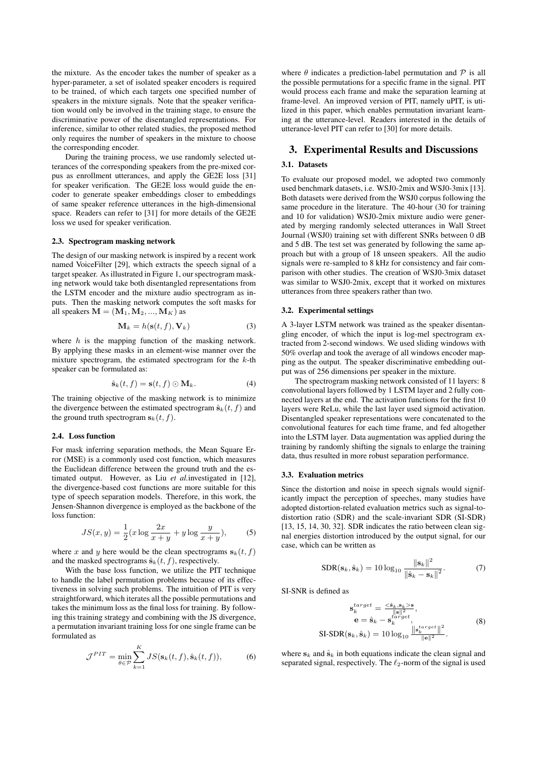the mixture. As the encoder takes the number of speaker as a hyper-parameter, a set of isolated speaker encoders is required to be trained, of which each targets one specified number of speakers in the mixture signals. Note that the speaker verification would only be involved in the training stage, to ensure the discriminative power of the disentangled representations. For inference, similar to other related studies, the proposed method only requires the number of speakers in the mixture to choose the corresponding encoder.

During the training process, we use randomly selected utterances of the corresponding speakers from the pre-mixed corpus as enrollment utterances, and apply the GE2E loss [31] for speaker verification. The GE2E loss would guide the encoder to generate speaker embeddings closer to embeddings of same speaker reference utterances in the high-dimensional space. Readers can refer to [31] for more details of the GE2E loss we used for speaker verification.

### 2.3. Spectrogram masking network

The design of our masking network is inspired by a recent work named VoiceFilter [29], which extracts the speech signal of a target speaker. As illustrated in Figure 1, our spectrogram masking network would take both disentangled representations from the LSTM encoder and the mixture audio spectrogram as inputs. Then the masking network computes the soft masks for all speakers $\mathbf{M} = (\mathbf{M}_1, \mathbf{M}_2, ..., \mathbf{M}_K)$ as

$$\mathbf{M}_k = h(\mathbf{s}(t, f), \mathbf{V}_k) \tag{3}$$

where $h$ is the mapping function of the masking network. By applying these masks in an element-wise manner over the mixture spectrogram, the estimated spectrogram for the $k$-th speaker can be formulated as:

$$\hat{\mathbf{s}}_k(t, f) = \mathbf{s}(t, f) \odot \mathbf{M}_k. \tag{4}$$

The training objective of the masking network is to minimize the divergence between the estimated spectrogram $\hat{\mathbf{s}}_k(t, f)$ and the ground truth spectrogram $\mathbf{s}_k(t, f)$.

### 2.4. Loss function

For mask inferring separation methods, the Mean Square Error (MSE) is a commonly used cost function, which measures the Euclidean difference between the ground truth and the estimated output. However, as Liu *et al.*investigated in [12], the divergence-based cost functions are more suitable for this type of speech separation models. Therefore, in this work, the Jensen-Shannon divergence is employed as the backbone of the loss function:

$$JS(x, y) = \frac{1}{2}(x \log \frac{2x}{x+y} + y \log \frac{y}{x+y}), \tag{5}$$

where $x$ and $y$ here would be the clean spectrograms $\mathbf{s}_k(t, f)$ and the masked spectrograms $\hat{\mathbf{s}}_k(t, f)$, respectively.

With the base loss function, we utilize the PIT technique to handle the label permutation problems because of its effectiveness in solving such problems. The intuition of PIT is very straightforward, which iterates all the possible permutations and takes the minimum loss as the final loss for training. By following this training strategy and combining with the JS divergence, a permutation invariant training loss for one single frame can be formulated as

$$\mathcal{J}^{PIT} = \min_{\theta \in \mathcal{P}} \sum_{k=1}^{K} JS(\mathbf{s}_k(t, f), \hat{\mathbf{s}}_k(t, f)), \tag{6}$$

where $\theta$ indicates a prediction-label permutation and $\mathcal{P}$ is all the possible permutations for a specific frame in the signal. PIT would process each frame and make the separation learning at frame-level. An improved version of PIT, namely uPIT, is utilized in this paper, which enables permutation invariant learning at the utterance-level. Readers interested in the details of utterance-level PIT can refer to [30] for more details.

## 3. Experimental Results and Discussions

### 3.1. Datasets

To evaluate our proposed model, we adopted two commonly used benchmark datasets, i.e. WSJ0-2mix and WSJ0-3mix [13]. Both datasets were derived from the WSJ0 corpus following the same procedure in the literature. The 40-hour (30 for training and 10 for validation) WSJ0-2mix mixture audio were generated by merging randomly selected utterances in Wall Street Journal (WSJ0) training set with different SNRs between 0 dB and 5 dB. The test set was generated by following the same approach but with a group of 18 unseen speakers. All the audio signals were re-sampled to 8 kHz for consistency and fair comparison with other studies. The creation of WSJ0-3mix dataset was similar to WSJ0-2mix, except that it worked on mixtures utterances from three speakers rather than two.

### 3.2. Experimental settings

A 3-layer LSTM network was trained as the speaker disentangling encoder, of which the input is log-mel spectrogram extracted from 2-second windows. We used sliding windows with 50% overlap and took the average of all windows encoder mapping as the output. The speaker discriminative embedding output was of 256 dimensions per speaker in the mixture.

The spectrogram masking network consisted of 11 layers: 8 convolutional layers followed by 1 LSTM layer and 2 fully connected layers at the end. The activation functions for the first 10 layers were ReLu, while the last layer used sigmoid activation. Disentangled speaker representations were concatenated to the convolutional features for each time frame, and fed altogether into the LSTM layer. Data augmentation was applied during the training by randomly shifting the signals to enlarge the training data, thus resulted in more robust separation performance.

### 3.3. Evaluation metrics

Since the distortion and noise in speech signals would significantly impact the perception of speeches, many studies have adopted distortion-related evaluation metrics such as signal-to-distortion ratio (SDR) and the scale-invariant SDR (SI-SDR) [13, 15, 14, 30, 32]. SDR indicates the ratio between clean signal energies distortion introduced by the output signal, for our case, which can be written as

$$\text{SDR}(\mathbf{s}_k, \hat{\mathbf{s}}_k) = 10 \log_{10} \frac{\|\mathbf{s}_k\|^2}{\|\hat{\mathbf{s}}_k - \mathbf{s}_k\|^2}. \tag{7}$$

SI-SNR is defined as

$$\begin{aligned} \mathbf{s}_k^{target} &= \frac{<\hat{\mathbf{s}}_k, \mathbf{s}_k> \mathbf{s}}{\|\mathbf{s}\|^2}, \\ \mathbf{e} &= \hat{\mathbf{s}}_k - \mathbf{s}_k^{target}, \\ \text{SI-SDR}(\mathbf{s}_k, \hat{\mathbf{s}}_k) &= 10 \log_{10} \frac{\|\mathbf{s}_k^{target}\|^2}{\|\mathbf{e}\|^2}. \end{aligned} \tag{8}$$

where $\mathbf{s}_k$ and $\hat{\mathbf{s}}_k$ in both equations indicate the clean signal and separated signal, respectively. The $\ell_2$-norm of the signal is used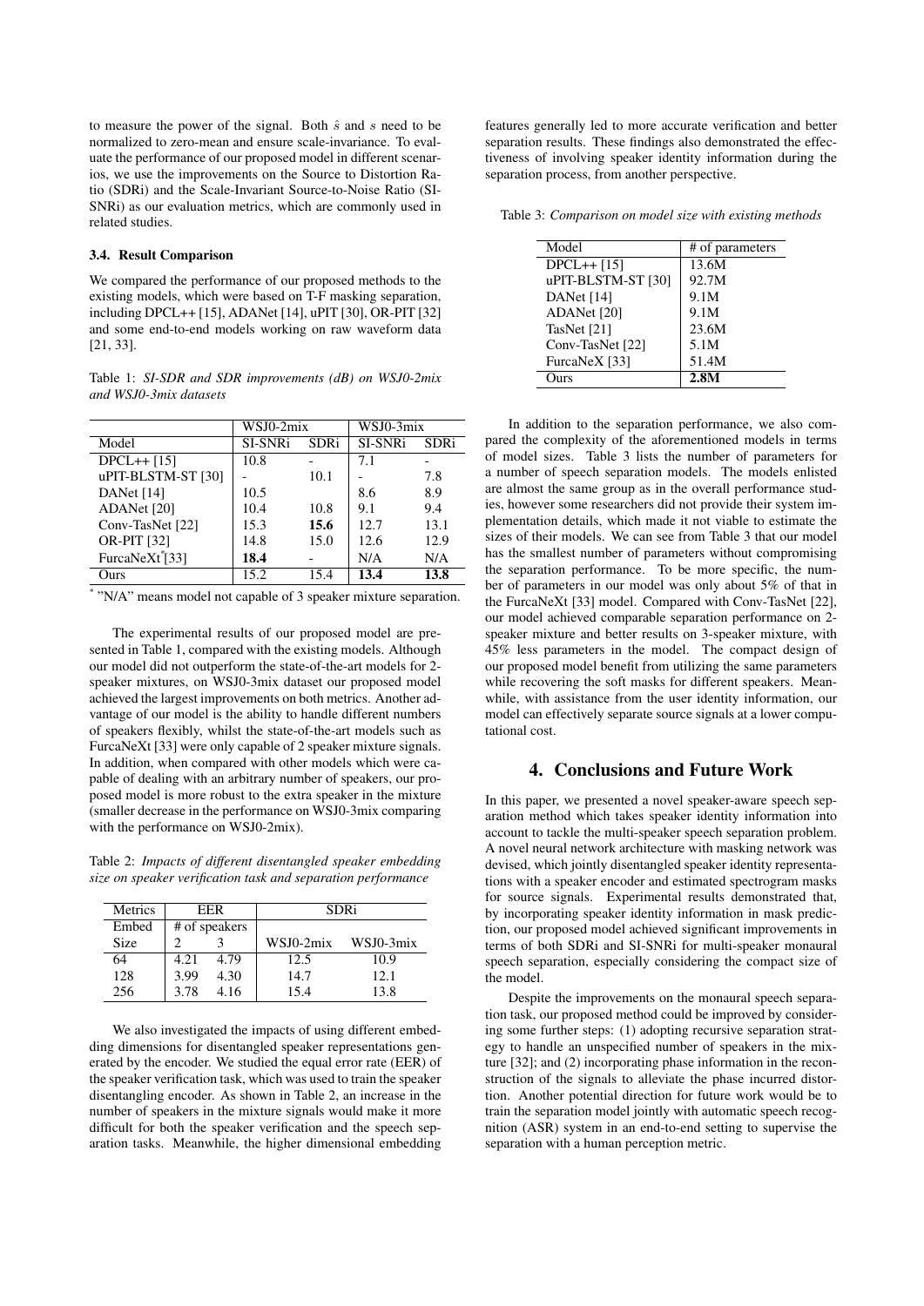to measure the power of the signal. Both $\hat{s}$ and $s$ need to be normalized to zero-mean and ensure scale-invariance. To evaluate the performance of our proposed model in different scenarios, we use the improvements on the Source to Distortion Ratio (SDRi) and the Scale-Invariant Source-to-Noise Ratio (SI-SNRi) as our evaluation metrics, which are commonly used in related studies.

### 3.4. Result Comparison

We compared the performance of our proposed methods to the existing models, which were based on T-F masking separation, including DPCL++ [15], ADANet [14], uPIT [30], OR-PIT [32] and some end-to-end models working on raw waveform data [21, 33].

Table 1: *SI-SDR and SDR improvements (dB) on WSJ0-2mix and WSJ0-3mix datasets*

| | WSJ0-2mix | | WSJ0-3mix | |
|---|---|---|---|---|
| Model | SI-SNRi | SDRi | SI-SNRi | SDRi |
| DPCL++ [15] | 10.8 | - | 7.1 | - |
| uPIT-BLSTM-ST [30] | - | 10.1 | - | 7.8 |
| DANet [14] | 10.5 | | 8.6 | 8.9 |
| ADANet [20] | 10.4 | 10.8 | 9.1 | 9.4 |
| Conv-TasNet [22] | 15.3 | **15.6** | 12.7 | 13.1 |
| OR-PIT [32] | 14.8 | 15.0 | 12.6 | 12.9 |
| FurcaNeXt* [33] | **18.4** | - | N/A | N/A |
| Ours | 15.2 | 15.4 | **13.4** | **13.8** |

* "N/A" means model not capable of 3 speaker mixture separation.

The experimental results of our proposed model are presented in Table 1, compared with the existing models. Although our model did not outperform the state-of-the-art models for 2-speaker mixtures, on WSJ0-3mix dataset our proposed model achieved the largest improvements on both metrics. Another advantage of our model is the ability to handle different numbers of speakers flexibly, whilst the state-of-the-art models such as FurcaNeXt [33] were only capable of 2 speaker mixture signals. In addition, when compared with other models which were capable of dealing with an arbitrary number of speakers, our proposed model is more robust to the extra speaker in the mixture (smaller decrease in the performance on WSJ0-3mix comparing with the performance on WSJ0-2mix).

Table 2: *Impacts of different disentangled speaker embedding size on speaker verification task and separation performance*

| Metrics | EER | | SDRi | |
|---|---|---|---|---|
| Embed | # of speakers | | | |
| Size | 2 | 3 | WSJ0-2mix | WSJ0-3mix |
| 64 | 4.21 | 4.79 | 12.5 | 10.9 |
| 128 | 3.99 | 4.30 | 14.7 | 12.1 |
| 256 | 3.78 | 4.16 | 15.4 | 13.8 |

We also investigated the impacts of using different embedding dimensions for disentangled speaker representations generated by the encoder. We studied the equal error rate (EER) of the speaker verification task, which was used to train the speaker disentangling encoder. As shown in Table 2, an increase in the number of speakers in the mixture signals would make it more difficult for both the speaker verification and the speech separation tasks. Meanwhile, the higher dimensional embedding features generally led to more accurate verification and better separation results. These findings also demonstrated the effectiveness of involving speaker identity information during the separation process, from another perspective.

Table 3: *Comparison on model size with existing methods*

| Model | # of parameters |
|---|---|
| DPCL++ [15] | 13.6M |
| uPIT-BLSTM-ST [30] | 92.7M |
| DANet [14] | 9.1M |
| ADANet [20] | 9.1M |
| TasNet [21] | 23.6M |
| Conv-TasNet [22] | 5.1M |
| FurcaNeX [33] | 51.4M |
| Ours | **2.8M** |

In addition to the separation performance, we also compared the complexity of the aforementioned models in terms of model sizes. Table 3 lists the number of parameters for a number of speech separation models. The models enlisted are almost the same group as in the overall performance studies, however some researchers did not provide their system implementation details, which made it not viable to estimate the sizes of their models. We can see from Table 3 that our model has the smallest number of parameters without compromising the separation performance. To be more specific, the number of parameters in our model was only about 5% of that in the FurcaNeXt [33] model. Compared with Conv-TasNet [22], our model achieved comparable separation performance on 2-speaker mixture and better results on 3-speaker mixture, with 45% less parameters in the model. The compact design of our proposed model benefit from utilizing the same parameters while recovering the soft masks for different speakers. Meanwhile, with assistance from the user identity information, our model can effectively separate source signals at a lower computational cost.

## 4. Conclusions and Future Work

In this paper, we presented a novel speaker-aware speech separation method which takes speaker identity information into account to tackle the multi-speaker speech separation problem. A novel neural network architecture with masking network was devised, which jointly disentangled speaker identity representations with a speaker encoder and estimated spectrogram masks for source signals. Experimental results demonstrated that, by incorporating speaker identity information in mask prediction, our proposed model achieved significant improvements in terms of both SDRi and SI-SNRi for multi-speaker monaural speech separation, especially considering the compact size of the model.

Despite the improvements on the monaural speech separation task, our proposed method could be improved by considering some further steps: (1) adopting recursive separation strategy to handle an unspecified number of speakers in the mixture [32]; and (2) incorporating phase information in the reconstruction of the signals to alleviate the phase incurred distortion. Another potential direction for future work would be to train the separation model jointly with automatic speech recognition (ASR) system in an end-to-end setting to supervise the separation with a human perception metric.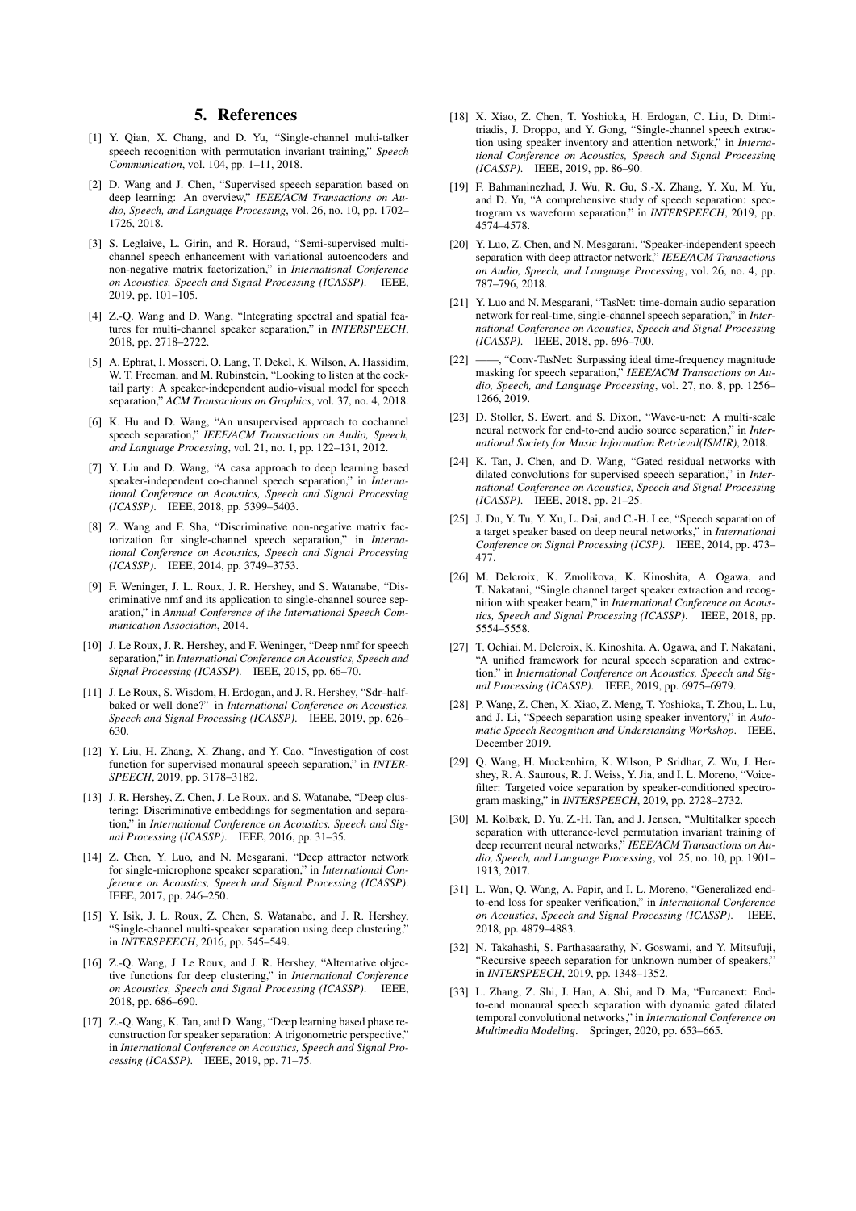## 5. References

[1] Y. Qian, X. Chang, and D. Yu, "Single-channel multi-talker speech recognition with permutation invariant training," *Speech Communication*, vol. 104, pp. 1–11, 2018.

[2] D. Wang and J. Chen, "Supervised speech separation based on deep learning: An overview," *IEEE/ACM Transactions on Audio, Speech, and Language Processing*, vol. 26, no. 10, pp. 1702–1726, 2018.

[3] S. Leglaive, L. Girin, and R. Horaud, "Semi-supervised multichannel speech enhancement with variational autoencoders and non-negative matrix factorization," in *International Conference on Acoustics, Speech and Signal Processing (ICASSP)*. IEEE, 2019, pp. 101–105.

[4] Z.-Q. Wang and D. Wang, "Integrating spectral and spatial features for multi-channel speaker separation," in *INTERSPEECH*, 2018, pp. 2718–2722.

[5] A. Ephrat, I. Mosseri, O. Lang, T. Dekel, K. Wilson, A. Hassidim, W. T. Freeman, and M. Rubinstein, "Looking to listen at the cocktail party: A speaker-independent audio-visual model for speech separation," *ACM Transactions on Graphics*, vol. 37, no. 4, 2018.

[6] K. Hu and D. Wang, "An unsupervised approach to cochannel speech separation," *IEEE/ACM Transactions on Audio, Speech, and Language Processing*, vol. 21, no. 1, pp. 122–131, 2012.

[7] Y. Liu and D. Wang, "A casa approach to deep learning based speaker-independent co-channel speech separation," in *International Conference on Acoustics, Speech and Signal Processing (ICASSP)*. IEEE, 2018, pp. 5399–5403.

[8] Z. Wang and F. Sha, "Discriminative non-negative matrix factorization for single-channel speech separation," in *International Conference on Acoustics, Speech and Signal Processing (ICASSP)*. IEEE, 2014, pp. 3749–3753.

[9] F. Weninger, J. L. Roux, J. R. Hershey, and S. Watanabe, "Discriminative nmf and its application to single-channel source separation," in *Annual Conference of the International Speech Communication Association*, 2014.

[10] J. Le Roux, J. R. Hershey, and F. Weninger, "Deep nmf for speech separation," in *International Conference on Acoustics, Speech and Signal Processing (ICASSP)*. IEEE, 2015, pp. 66–70.

[11] J. Le Roux, S. Wisdom, H. Erdogan, and J. R. Hershey, "Sdr–half-baked or well done?" in *International Conference on Acoustics, Speech and Signal Processing (ICASSP)*. IEEE, 2019, pp. 626–630.

[12] Y. Liu, H. Zhang, X. Zhang, and Y. Cao, "Investigation of cost function for supervised monaural speech separation," in *INTERSPEECH*, 2019, pp. 3178–3182.

[13] J. R. Hershey, Z. Chen, J. Le Roux, and S. Watanabe, "Deep clustering: Discriminative embeddings for segmentation and separation," in *International Conference on Acoustics, Speech and Signal Processing (ICASSP)*. IEEE, 2016, pp. 31–35.

[14] Z. Chen, Y. Luo, and N. Mesgarani, "Deep attractor network for single-microphone speaker separation," in *International Conference on Acoustics, Speech and Signal Processing (ICASSP)*. IEEE, 2017, pp. 246–250.

[15] Y. Isik, J. L. Roux, Z. Chen, S. Watanabe, and J. R. Hershey, "Single-channel multi-speaker separation using deep clustering," in *INTERSPEECH*, 2016, pp. 545–549.

[16] Z.-Q. Wang, J. Le Roux, and J. R. Hershey, "Alternative objective functions for deep clustering," in *International Conference on Acoustics, Speech and Signal Processing (ICASSP)*. IEEE, 2018, pp. 686–690.

[17] Z.-Q. Wang, K. Tan, and D. Wang, "Deep learning based phase reconstruction for speaker separation: A trigonometric perspective," in *International Conference on Acoustics, Speech and Signal Processing (ICASSP)*. IEEE, 2019, pp. 71–75.

[18] X. Xiao, Z. Chen, T. Yoshioka, H. Erdogan, C. Liu, D. Dimitriadis, J. Droppo, and Y. Gong, "Single-channel speech extraction using speaker inventory and attention network," in *International Conference on Acoustics, Speech and Signal Processing (ICASSP)*. IEEE, 2019, pp. 86–90.

[19] F. Bahmaninezhad, J. Wu, R. Gu, S.-X. Zhang, Y. Xu, M. Yu, and D. Yu, "A comprehensive study of speech separation: spectrogram vs waveform separation," in *INTERSPEECH*, 2019, pp. 4574–4578.

[20] Y. Luo, Z. Chen, and N. Mesgarani, "Speaker-independent speech separation with deep attractor network," *IEEE/ACM Transactions on Audio, Speech, and Language Processing*, vol. 26, no. 4, pp. 787–796, 2018.

[21] Y. Luo and N. Mesgarani, "TasNet: time-domain audio separation network for real-time, single-channel speech separation," in *International Conference on Acoustics, Speech and Signal Processing (ICASSP)*. IEEE, 2018, pp. 696–700.

[22] ——, "Conv-TasNet: Surpassing ideal time-frequency magnitude masking for speech separation," *IEEE/ACM Transactions on Audio, Speech, and Language Processing*, vol. 27, no. 8, pp. 1256–1266, 2019.

[23] D. Stoller, S. Ewert, and S. Dixon, "Wave-u-net: A multi-scale neural network for end-to-end audio source separation," in *International Society for Music Information Retrieval(ISMIR)*, 2018.

[24] K. Tan, J. Chen, and D. Wang, "Gated residual networks with dilated convolutions for supervised speech separation," in *International Conference on Acoustics, Speech and Signal Processing (ICASSP)*. IEEE, 2018, pp. 21–25.

[25] J. Du, Y. Tu, Y. Xu, L. Dai, and C.-H. Lee, "Speech separation of a target speaker based on deep neural networks," in *International Conference on Signal Processing (ICSP)*. IEEE, 2014, pp. 473–477.

[26] M. Delcroix, K. Zmolikova, K. Kinoshita, A. Ogawa, and T. Nakatani, "Single channel target speaker extraction and recognition with speaker beam," in *International Conference on Acoustics, Speech and Signal Processing (ICASSP)*. IEEE, 2018, pp. 5554–5558.

[27] T. Ochiai, M. Delcroix, K. Kinoshita, A. Ogawa, and T. Nakatani, "A unified framework for neural speech separation and extraction," in *International Conference on Acoustics, Speech and Signal Processing (ICASSP)*. IEEE, 2019, pp. 6975–6979.

[28] P. Wang, Z. Chen, X. Xiao, Z. Meng, T. Yoshioka, T. Zhou, L. Lu, and J. Li, "Speech separation using speaker inventory," in *Automatic Speech Recognition and Understanding Workshop*. IEEE, December 2019.

[29] Q. Wang, H. Muckenhirn, K. Wilson, P. Sridhar, Z. Wu, J. Hershey, R. A. Saurous, R. J. Weiss, Y. Jia, and I. L. Moreno, "Voicefilter: Targeted voice separation by speaker-conditioned spectrogram masking," in *INTERSPEECH*, 2019, pp. 2728–2732.

[30] M. Kolbæk, D. Yu, Z.-H. Tan, and J. Jensen, "Multitalker speech separation with utterance-level permutation invariant training of deep recurrent neural networks," *IEEE/ACM Transactions on Audio, Speech, and Language Processing*, vol. 25, no. 10, pp. 1901–1913, 2017.

[31] L. Wan, Q. Wang, A. Papir, and I. L. Moreno, "Generalized end-to-end loss for speaker verification," in *International Conference on Acoustics, Speech and Signal Processing (ICASSP)*. IEEE, 2018, pp. 4879–4883.

[32] N. Takahashi, S. Parthasaarathy, N. Goswami, and Y. Mitsufuji, "Recursive speech separation for unknown number of speakers," in *INTERSPEECH*, 2019, pp. 1348–1352.

[33] L. Zhang, Z. Shi, J. Han, A. Shi, and D. Ma, "Furcanext: End-to-end monaural speech separation with dynamic gated dilated temporal convolutional networks," in *International Conference on Multimedia Modeling*. Springer, 2020, pp. 653–665.